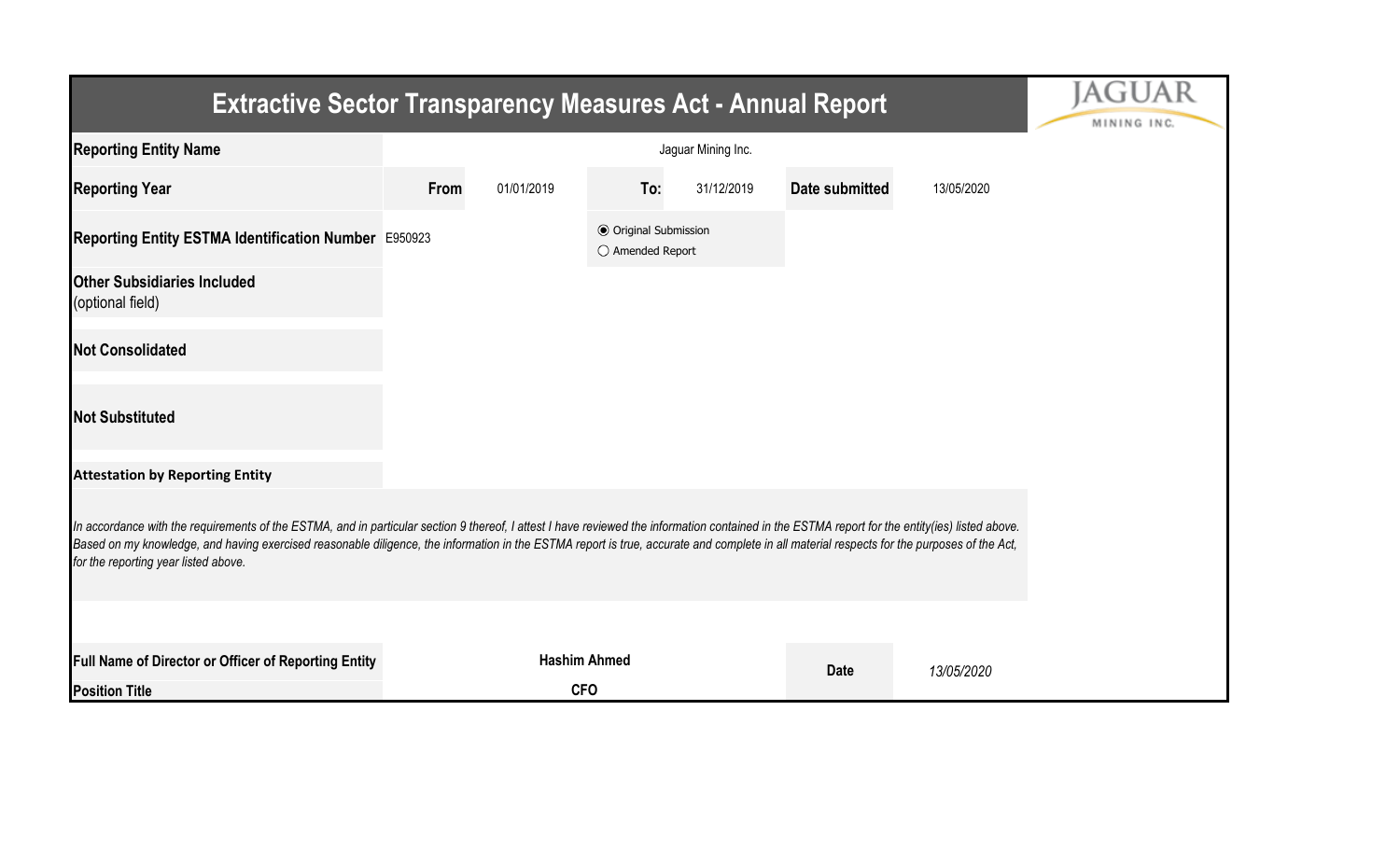# Extractive Sector Transparency Measures Act - Annual Report

JAGUAR MINING INC.

| | | | | | | |
|---|---|---|---|---|---|---|
| **Reporting Entity Name** | Jaguar Mining Inc. | | | | | |
| **Reporting Year** | **From** | 01/01/2019 | **To:** | 31/12/2019 | **Date submitted** | 13/05/2020 |
| **Reporting Entity ESTMA Identification Number** | E950923 | | ◉ Original Submission ○ Amended Report | | | |
| **Other Subsidiaries Included** (optional field) | | | | | | |
| **Not Consolidated** | | | | | | |
| **Not Substituted** | | | | | | |

**Attestation by Reporting Entity**

*In accordance with the requirements of the ESTMA, and in particular section 9 thereof, I attest I have reviewed the information contained in the ESTMA report for the entity(ies) listed above. Based on my knowledge, and having exercised reasonable diligence, the information in the ESTMA report is true, accurate and complete in all material respects for the purposes of the Act, for the reporting year listed above.*

| | | | |
|---|---|---|---|
| **Full Name of Director or Officer of Reporting Entity** | **Hashim Ahmed** | **Date** | *13/05/2020* |
| **Position Title** | **CFO** | | |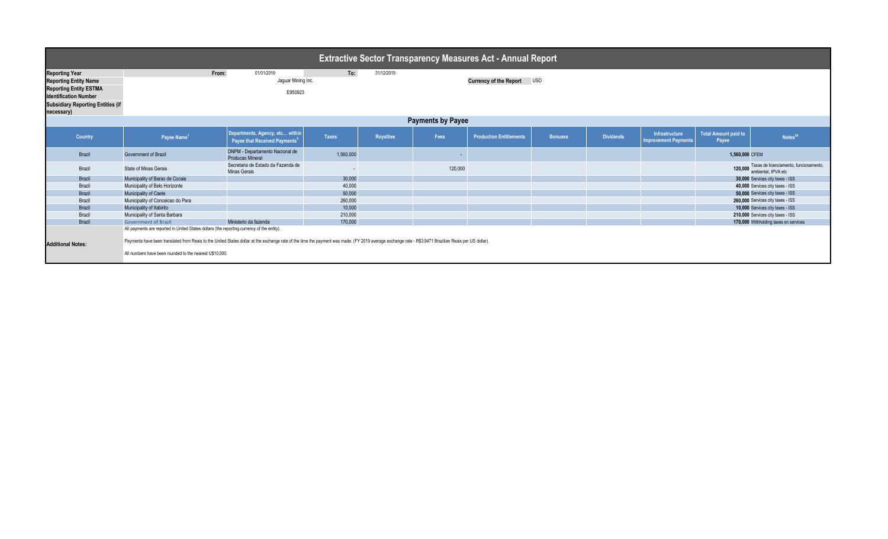# Extractive Sector Transparency Measures Act - Annual Report

| | | | | | |
|---|---|---|---|---|---|
| **Reporting Year** | From: | 01/01/2019 | To: | 31/12/2019 | |
| **Reporting Entity Name** | Jaguar Mining Inc. | | | **Currency of the Report** | USD |
| **Reporting Entity ESTMA Identification Number** | E950923 | | | | |
| **Subsidiary Reporting Entities (if necessary)** | | | | | |

## Payments by Payee

| Country | Payee Name[1] | Departments, Agency, etc... within Payee that Received Payments[2] | Taxes | Royalties | Fees | Production Entitlements | Bonuses | Dividends | Infrastructure Improvement Payments | Total Amount paid to Payee | Notes[34] |
|---|---|---|---|---|---|---|---|---|---|---|---|
| Brazil | Government of Brazil | DNPM - Departamento Nacional de Producao Mineral | 1,560,000 | | - | | | | | 1,560,000 | CFEM |
| Brazil | State of Minas Gerais | Secretaria de Estado da Fazenda de Minas Gerais | - | | 120,000 | | | | | 120,000 | Taxas de licenciamento, funcionamento, ambiental, IPVA etc |
| Brazil | Municipality of Barao de Cocais | | 30,000 | | | | | | | 30,000 | Services city taxes - ISS |
| Brazil | Municipality of Belo Horizonte | | 40,000 | | | | | | | 40,000 | Services city taxes - ISS |
| Brazil | Municipality of Caete | | 50,000 | | | | | | | 50,000 | Services city taxes - ISS |
| Brazil | Municipality of Conceicao do Para | | 260,000 | | | | | | | 260,000 | Services city taxes - ISS |
| Brazil | Municipality of Itabirito | | 10,000 | | | | | | | 10,000 | Services city taxes - ISS |
| Brazil | Municipality of Santa Barbara | | 210,000 | | | | | | | 210,000 | Services city taxes - ISS |
| Brazil | Government of Brazil | Ministerio da fazenda | 170,000 | | | | | | | 170,000 | Withholding taxes on services |

**Additional Notes:**

All payments are reported in United States dollars (the reporting currency of the entity).

Payments have been translated from Reais to the United States dollar at the exchange rate of the time the payment was made. (FY 2019 average exchange rate - R$3.9471 Brazilian Reais per US dollar).

All numbers have been rounded to the nearest U$10,000.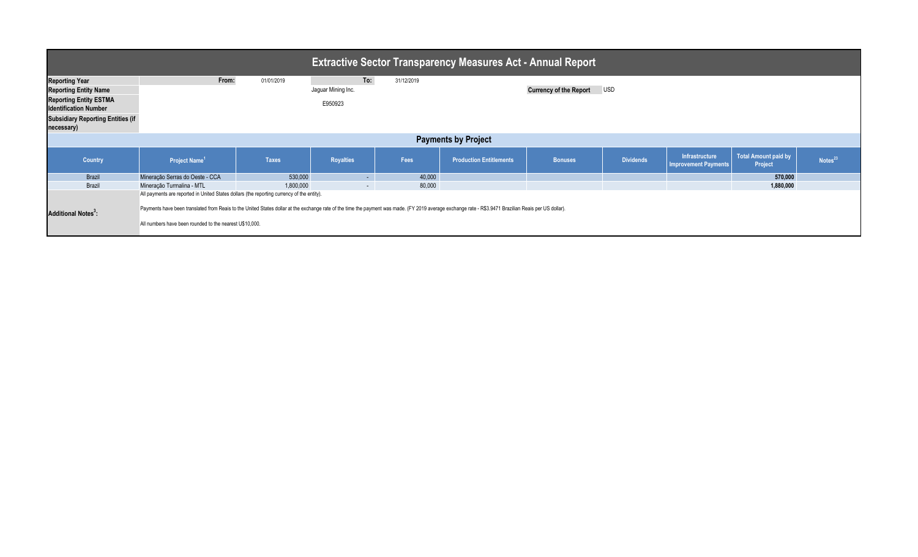# Extractive Sector Transparency Measures Act - Annual Report

| | | | | | |
|---|---|---|---|---|---|
| **Reporting Year** | **From:** | 01/01/2019 | **To:** | 31/12/2019 | |
| **Reporting Entity Name** | | | Jaguar Mining Inc. | **Currency of the Report** | USD |
| **Reporting Entity ESTMA Identification Number** | | | E950923 | | |
| **Subsidiary Reporting Entities (if necessary)** | | | | | |

## Payments by Project

| Country | Project Name[1] | Taxes | Royalties | Fees | Production Entitlements | Bonuses | Dividends | Infrastructure Improvement Payments | Total Amount paid by Project | Notes[23] |
|---|---|---|---|---|---|---|---|---|---|---|
| Brazil | Mineração Serras do Oeste - CCA | 530,000 | - | 40,000 | | | | | **570,000** | |
| Brazil | Mineração Turmalina - MTL | 1,800,000 | - | 80,000 | | | | | **1,880,000** | |

**Additional Notes[3]:**

All payments are reported in United States dollars (the reporting currency of the entity).

Payments have been translated from Reais to the United States dollar at the exchange rate of the time the payment was made. (FY 2019 average exchange rate - R$3.9471 Brazilian Reais per US dollar).

All numbers have been rounded to the nearest U$10,000.